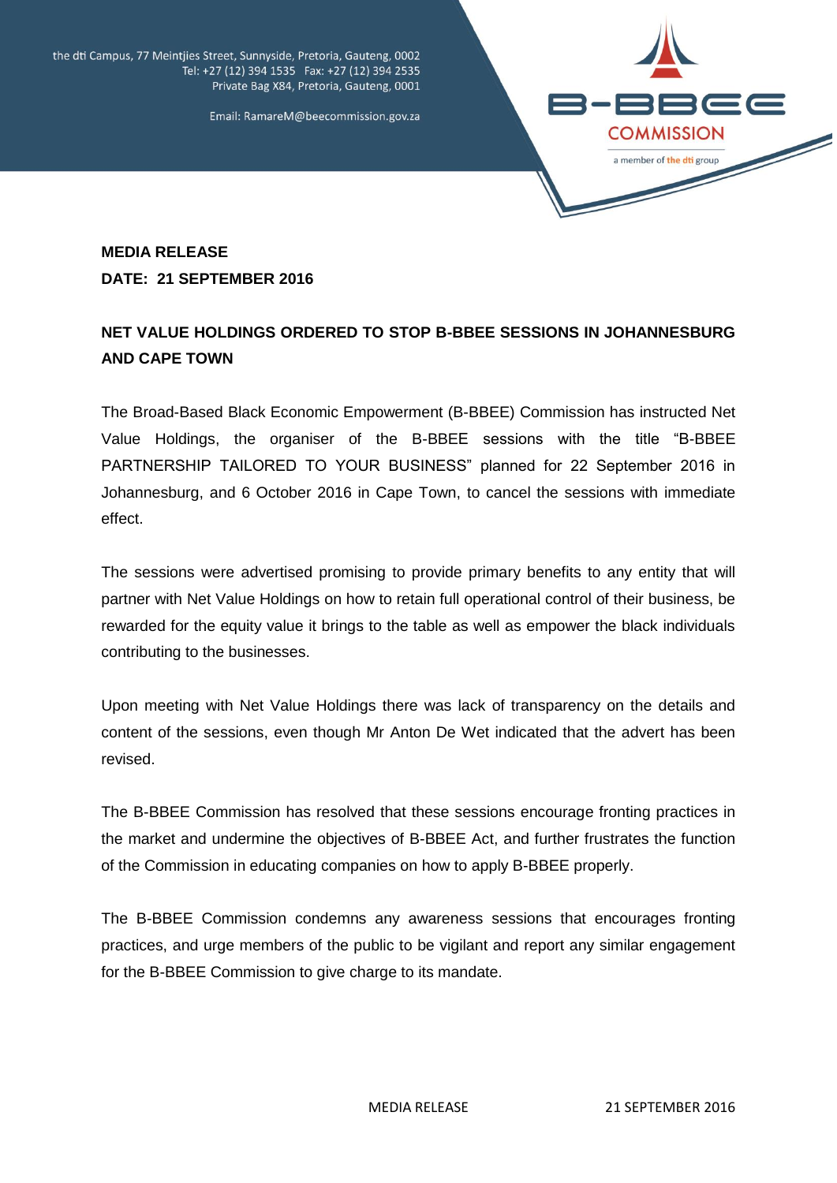the dti Campus, 77 Meintjies Street, Sunnyside, Pretoria, Gauteng, 0002
Tel: +27 (12) 394 1535 Fax: +27 (12) 394 2535
Private Bag X84, Pretoria, Gauteng, 0001

Email: RamareM@beecommission.gov.za

B-BBEE COMMISSION
a member of the dti group

**MEDIA RELEASE**
**DATE: 21 SEPTEMBER 2016**

**NET VALUE HOLDINGS ORDERED TO STOP B-BBEE SESSIONS IN JOHANNESBURG AND CAPE TOWN**

The Broad-Based Black Economic Empowerment (B-BBEE) Commission has instructed Net Value Holdings, the organiser of the B-BBEE sessions with the title "B-BBEE PARTNERSHIP TAILORED TO YOUR BUSINESS" planned for 22 September 2016 in Johannesburg, and 6 October 2016 in Cape Town, to cancel the sessions with immediate effect.

The sessions were advertised promising to provide primary benefits to any entity that will partner with Net Value Holdings on how to retain full operational control of their business, be rewarded for the equity value it brings to the table as well as empower the black individuals contributing to the businesses.

Upon meeting with Net Value Holdings there was lack of transparency on the details and content of the sessions, even though Mr Anton De Wet indicated that the advert has been revised.

The B-BBEE Commission has resolved that these sessions encourage fronting practices in the market and undermine the objectives of B-BBEE Act, and further frustrates the function of the Commission in educating companies on how to apply B-BBEE properly.

The B-BBEE Commission condemns any awareness sessions that encourages fronting practices, and urge members of the public to be vigilant and report any similar engagement for the B-BBEE Commission to give charge to its mandate.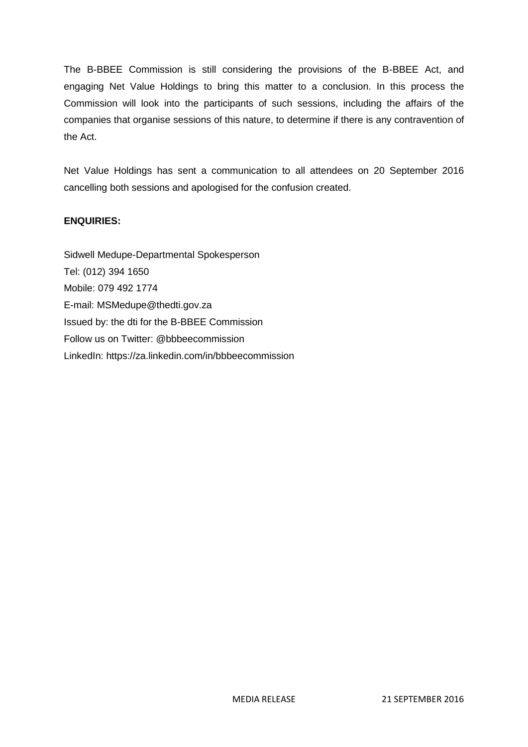The B-BBEE Commission is still considering the provisions of the B-BBEE Act, and engaging Net Value Holdings to bring this matter to a conclusion. In this process the Commission will look into the participants of such sessions, including the affairs of the companies that organise sessions of this nature, to determine if there is any contravention of the Act.

Net Value Holdings has sent a communication to all attendees on 20 September 2016 cancelling both sessions and apologised for the confusion created.

**ENQUIRIES:**

Sidwell Medupe-Departmental Spokesperson
Tel: (012) 394 1650
Mobile: 079 492 1774
E-mail: MSMedupe@thedti.gov.za
Issued by: the dti for the B-BBEE Commission
Follow us on Twitter: @bbbeecommission
LinkedIn: https://za.linkedin.com/in/bbbeecommission